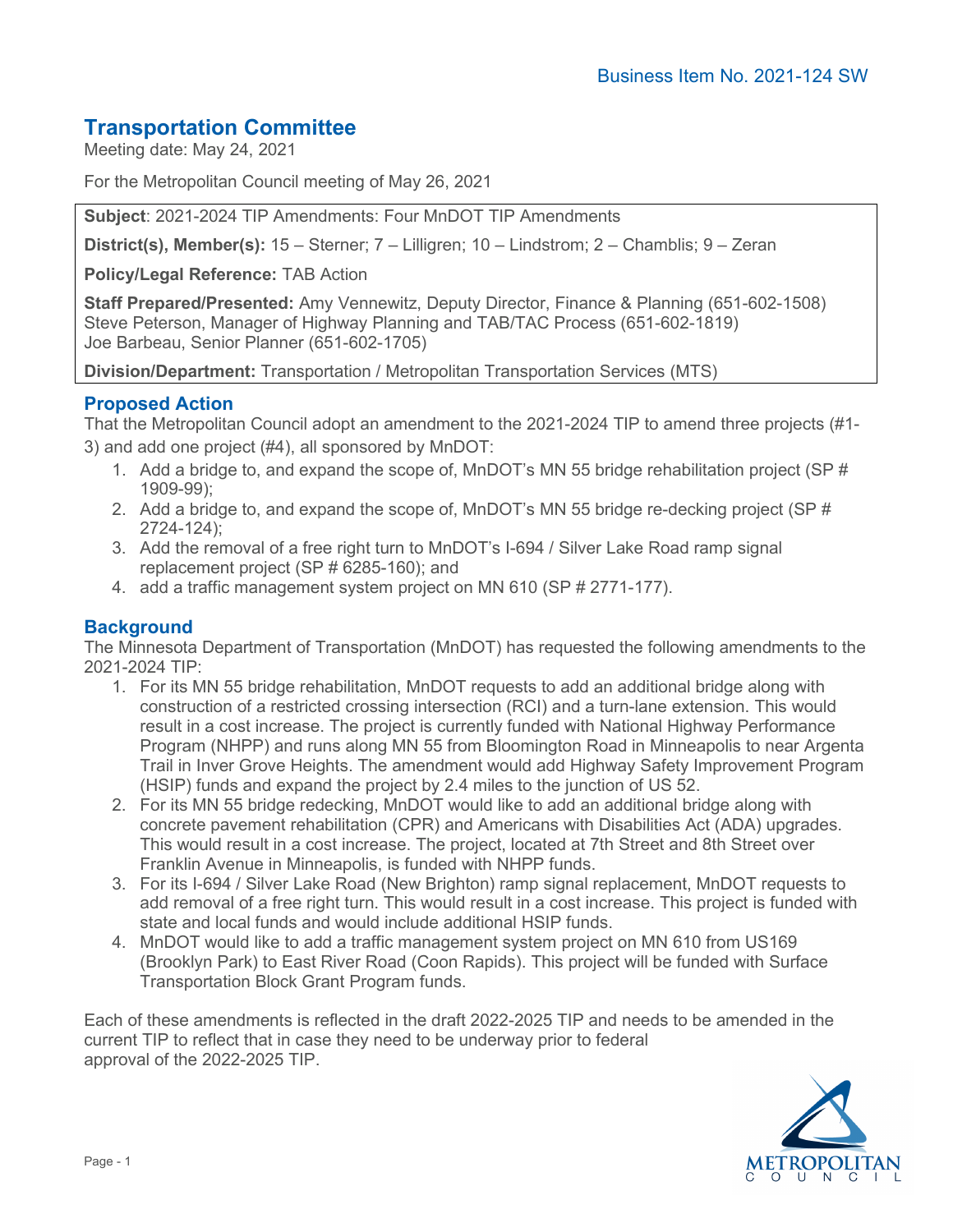Business Item No. 2021-124 SW

## Transportation Committee

Meeting date: May 24, 2021

For the Metropolitan Council meeting of May 26, 2021

**Subject**: 2021-2024 TIP Amendments: Four MnDOT TIP Amendments

**District(s), Member(s):** 15 – Sterner; 7 – Lilligren; 10 – Lindstrom; 2 – Chamblis; 9 – Zeran

**Policy/Legal Reference:** TAB Action

**Staff Prepared/Presented:** Amy Vennewitz, Deputy Director, Finance & Planning (651-602-1508)
Steve Peterson, Manager of Highway Planning and TAB/TAC Process (651-602-1819)
Joe Barbeau, Senior Planner (651-602-1705)

**Division/Department:** Transportation / Metropolitan Transportation Services (MTS)

## Proposed Action

That the Metropolitan Council adopt an amendment to the 2021-2024 TIP to amend three projects (#1-3) and add one project (#4), all sponsored by MnDOT:

1. Add a bridge to, and expand the scope of, MnDOT's MN 55 bridge rehabilitation project (SP # 1909-99);
2. Add a bridge to, and expand the scope of, MnDOT's MN 55 bridge re-decking project (SP # 2724-124);
3. Add the removal of a free right turn to MnDOT's I-694 / Silver Lake Road ramp signal replacement project (SP # 6285-160); and
4. add a traffic management system project on MN 610 (SP # 2771-177).

## Background

The Minnesota Department of Transportation (MnDOT) has requested the following amendments to the 2021-2024 TIP:

1. For its MN 55 bridge rehabilitation, MnDOT requests to add an additional bridge along with construction of a restricted crossing intersection (RCI) and a turn-lane extension. This would result in a cost increase. The project is currently funded with National Highway Performance Program (NHPP) and runs along MN 55 from Bloomington Road in Minneapolis to near Argenta Trail in Inver Grove Heights. The amendment would add Highway Safety Improvement Program (HSIP) funds and expand the project by 2.4 miles to the junction of US 52.
2. For its MN 55 bridge redecking, MnDOT would like to add an additional bridge along with concrete pavement rehabilitation (CPR) and Americans with Disabilities Act (ADA) upgrades. This would result in a cost increase. The project, located at 7th Street and 8th Street over Franklin Avenue in Minneapolis, is funded with NHPP funds.
3. For its I-694 / Silver Lake Road (New Brighton) ramp signal replacement, MnDOT requests to add removal of a free right turn. This would result in a cost increase. This project is funded with state and local funds and would include additional HSIP funds.
4. MnDOT would like to add a traffic management system project on MN 610 from US169 (Brooklyn Park) to East River Road (Coon Rapids). This project will be funded with Surface Transportation Block Grant Program funds.

Each of these amendments is reflected in the draft 2022-2025 TIP and needs to be amended in the current TIP to reflect that in case they need to be underway prior to federal approval of the 2022-2025 TIP.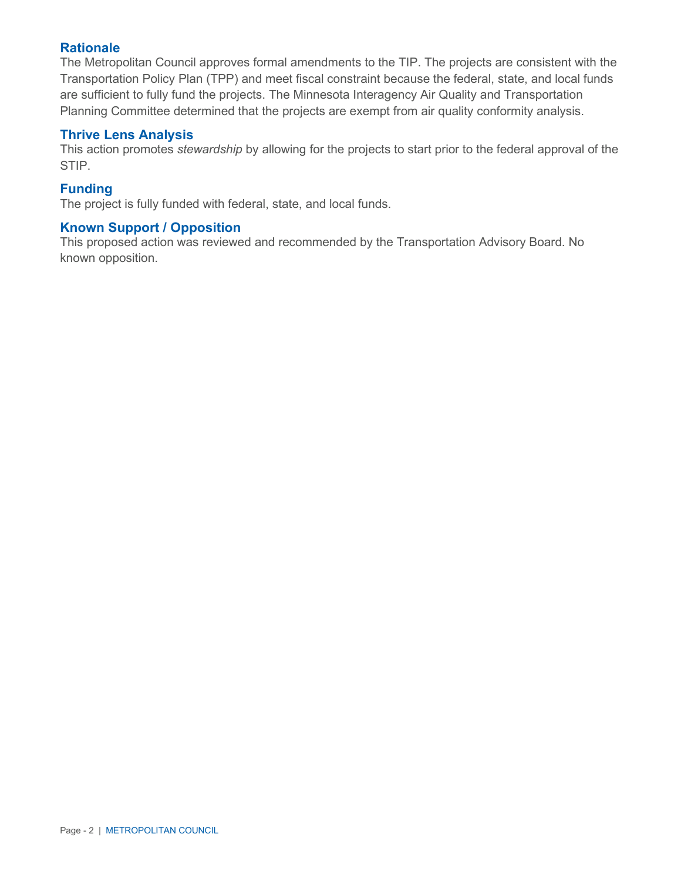## Rationale

The Metropolitan Council approves formal amendments to the TIP. The projects are consistent with the Transportation Policy Plan (TPP) and meet fiscal constraint because the federal, state, and local funds are sufficient to fully fund the projects. The Minnesota Interagency Air Quality and Transportation Planning Committee determined that the projects are exempt from air quality conformity analysis.

## Thrive Lens Analysis

This action promotes *stewardship* by allowing for the projects to start prior to the federal approval of the STIP.

## Funding

The project is fully funded with federal, state, and local funds.

## Known Support / Opposition

This proposed action was reviewed and recommended by the Transportation Advisory Board. No known opposition.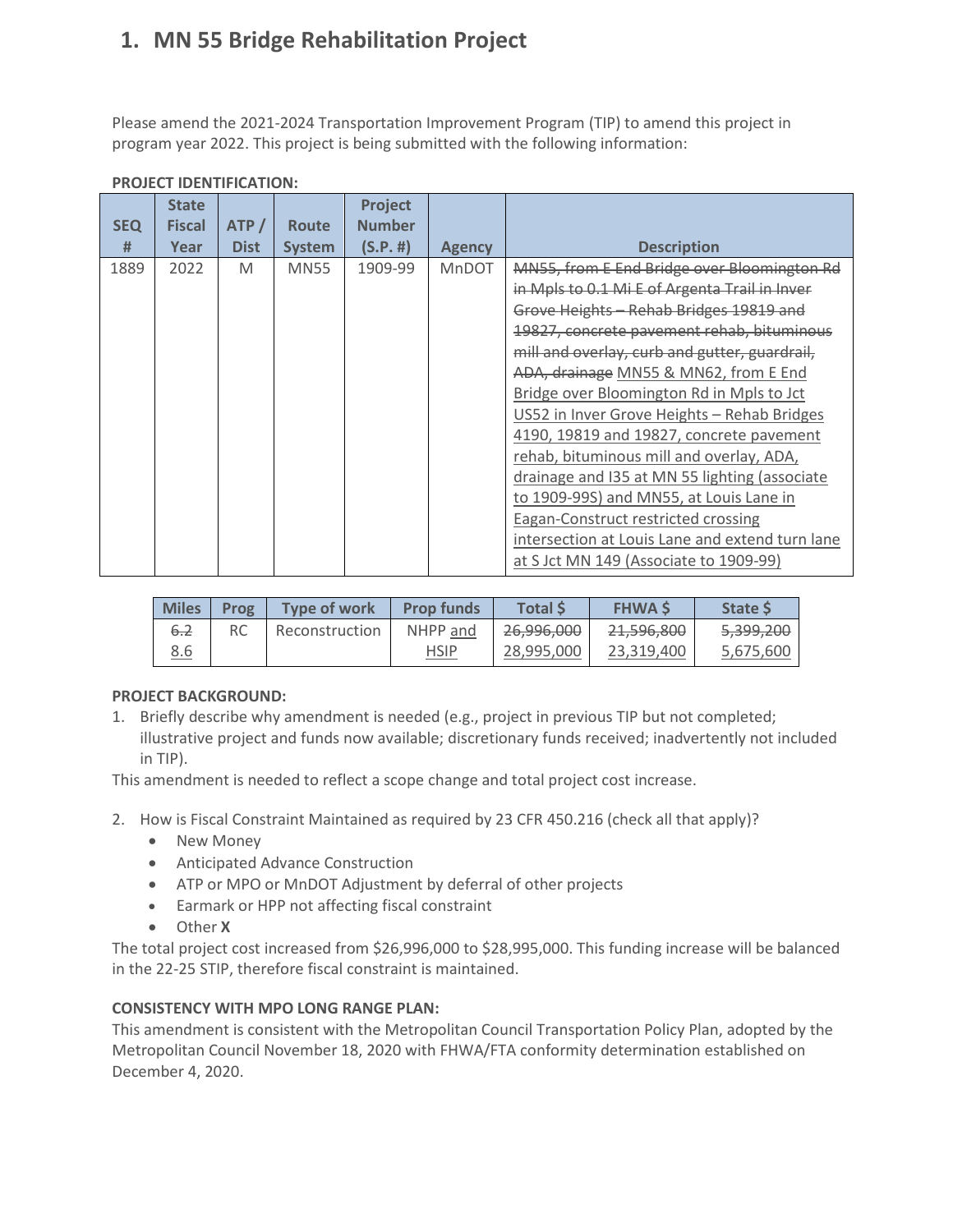# 1. MN 55 Bridge Rehabilitation Project

Please amend the 2021-2024 Transportation Improvement Program (TIP) to amend this project in program year 2022. This project is being submitted with the following information:

**PROJECT IDENTIFICATION:**

| SEQ # | State Fiscal Year | ATP / Dist | Route System | Project Number (S.P. #) | Agency | Description |
|---|---|---|---|---|---|---|
| 1889 | 2022 | M | MN55 | 1909-99 | MnDOT | ~~MN55, from E End Bridge over Bloomington Rd in Mpls to 0.1 Mi E of Argenta Trail in Inver Grove Heights – Rehab Bridges 19819 and 19827, concrete pavement rehab, bituminous mill and overlay, curb and gutter, guardrail, ADA, drainage~~ <u>MN55 & MN62, from E End Bridge over Bloomington Rd in Mpls to Jct US52 in Inver Grove Heights – Rehab Bridges 4190, 19819 and 19827, concrete pavement rehab, bituminous mill and overlay, ADA, drainage and I35 at MN 55 lighting (associate to 1909-99S) and MN55, at Louis Lane in Eagan-Construct restricted crossing intersection at Louis Lane and extend turn lane at S Jct MN 149 (Associate to 1909-99)</u> |

| Miles | Prog | Type of work | Prop funds | Total $ | FHWA $ | State $ |
|---|---|---|---|---|---|---|
| ~~6.2~~ <u>8.6</u> | RC | Reconstruction | NHPP <u>and HSIP</u> | ~~26,996,000~~ <u>28,995,000</u> | ~~21,596,800~~ <u>23,319,400</u> | ~~5,399,200~~ <u>5,675,600</u> |

**PROJECT BACKGROUND:**

1. Briefly describe why amendment is needed (e.g., project in previous TIP but not completed; illustrative project and funds now available; discretionary funds received; inadvertently not included in TIP).

This amendment is needed to reflect a scope change and total project cost increase.

2. How is Fiscal Constraint Maintained as required by 23 CFR 450.216 (check all that apply)?
   - New Money
   - Anticipated Advance Construction
   - ATP or MPO or MnDOT Adjustment by deferral of other projects
   - Earmark or HPP not affecting fiscal constraint
   - Other **X**

The total project cost increased from $26,996,000 to $28,995,000. This funding increase will be balanced in the 22-25 STIP, therefore fiscal constraint is maintained.

**CONSISTENCY WITH MPO LONG RANGE PLAN:**

This amendment is consistent with the Metropolitan Council Transportation Policy Plan, adopted by the Metropolitan Council November 18, 2020 with FHWA/FTA conformity determination established on December 4, 2020.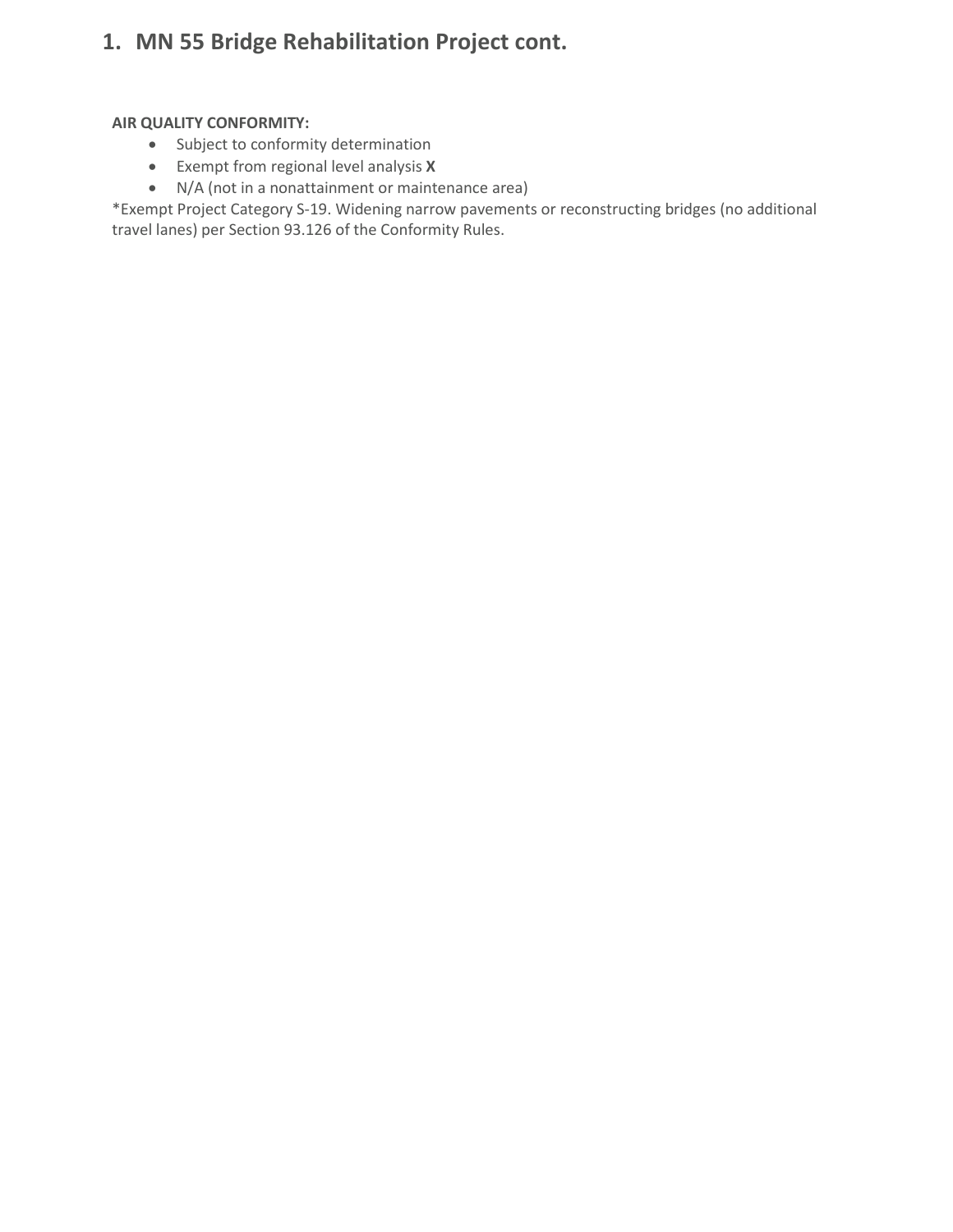## 1. MN 55 Bridge Rehabilitation Project cont.

**AIR QUALITY CONFORMITY:**

- Subject to conformity determination
- Exempt from regional level analysis **X**
- N/A (not in a nonattainment or maintenance area)

*Exempt Project Category S-19. Widening narrow pavements or reconstructing bridges (no additional travel lanes) per Section 93.126 of the Conformity Rules.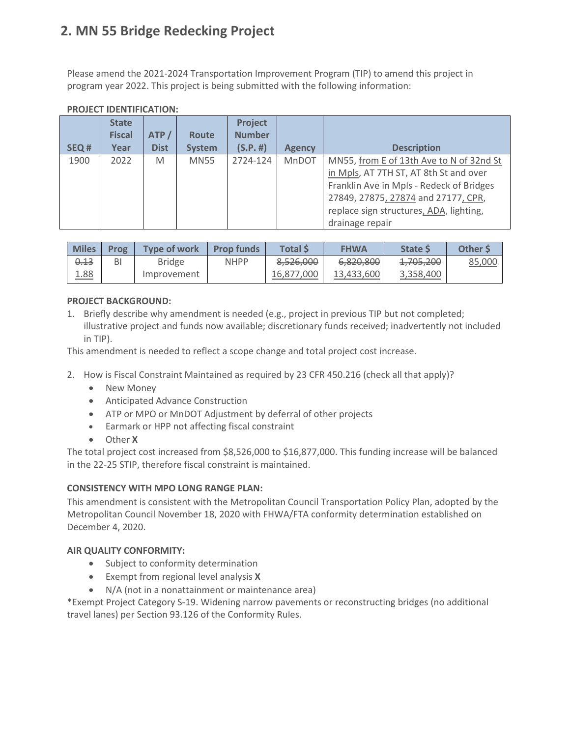## 2. MN 55 Bridge Redecking Project

Please amend the 2021-2024 Transportation Improvement Program (TIP) to amend this project in program year 2022. This project is being submitted with the following information:

**PROJECT IDENTIFICATION:**

| SEQ # | State Fiscal Year | ATP / Dist | Route System | Project Number (S.P. #) | Agency | Description |
|---|---|---|---|---|---|---|
| 1900 | 2022 | M | MN55 | 2724-124 | MnDOT | MN55, <u>from E of 13th Ave to N of 32nd St in Mpls</u>, AT 7TH ST, AT 8th St and over Franklin Ave in Mpls - Redeck of Bridges 27849, 27875<u>, 27874</u> and 27177<u>, CPR</u>, replace sign structures<u>, ADA</u>, lighting, drainage repair |

| Miles | Prog | Type of work | Prop funds | Total $ | FHWA | State $ | Other $ |
|---|---|---|---|---|---|---|---|
| ~~0.13~~ <u>1.88</u> | BI | Bridge Improvement | NHPP | ~~8,526,000~~ <u>16,877,000</u> | ~~6,820,800~~ <u>13,433,600</u> | ~~1,705,200~~ <u>3,358,400</u> | <u>85,000</u> |

**PROJECT BACKGROUND:**

1. Briefly describe why amendment is needed (e.g., project in previous TIP but not completed; illustrative project and funds now available; discretionary funds received; inadvertently not included in TIP).

This amendment is needed to reflect a scope change and total project cost increase.

2. How is Fiscal Constraint Maintained as required by 23 CFR 450.216 (check all that apply)?
   - New Money
   - Anticipated Advance Construction
   - ATP or MPO or MnDOT Adjustment by deferral of other projects
   - Earmark or HPP not affecting fiscal constraint
   - Other **X**

The total project cost increased from $8,526,000 to $16,877,000. This funding increase will be balanced in the 22-25 STIP, therefore fiscal constraint is maintained.

**CONSISTENCY WITH MPO LONG RANGE PLAN:**

This amendment is consistent with the Metropolitan Council Transportation Policy Plan, adopted by the Metropolitan Council November 18, 2020 with FHWA/FTA conformity determination established on December 4, 2020.

**AIR QUALITY CONFORMITY:**

- Subject to conformity determination
- Exempt from regional level analysis **X**
- N/A (not in a nonattainment or maintenance area)

*Exempt Project Category S-19. Widening narrow pavements or reconstructing bridges (no additional travel lanes) per Section 93.126 of the Conformity Rules.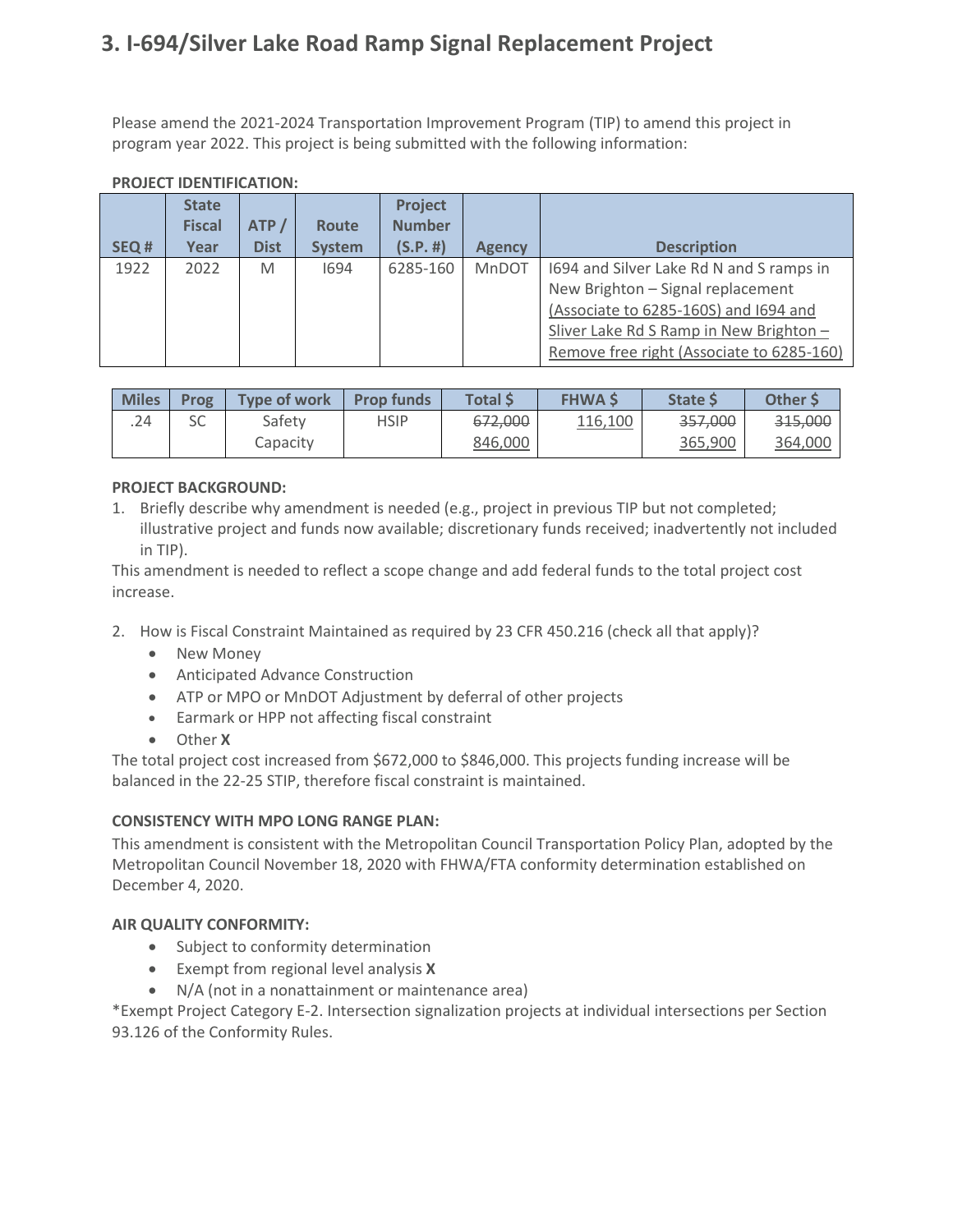# 3. I-694/Silver Lake Road Ramp Signal Replacement Project

Please amend the 2021-2024 Transportation Improvement Program (TIP) to amend this project in program year 2022. This project is being submitted with the following information:

**PROJECT IDENTIFICATION:**

| SEQ # | State Fiscal Year | ATP / Dist | Route System | Project Number (S.P. #) | Agency | Description |
|---|---|---|---|---|---|---|
| 1922 | 2022 | M | I694 | 6285-160 | MnDOT | I694 and Silver Lake Rd N and S ramps in New Brighton – Signal replacement <u>(Associate to 6285-160S) and I694 and Sliver Lake Rd S Ramp in New Brighton – Remove free right (Associate to 6285-160)</u> |

| Miles | Prog | Type of work | Prop funds | Total $ | FHWA $ | State $ | Other $ |
|---|---|---|---|---|---|---|---|
| .24 | SC | Safety Capacity | HSIP | ~~672,000~~ <u>846,000</u> | <u>116,100</u> | ~~357,000~~ <u>365,900</u> | ~~315,000~~ <u>364,000</u> |

**PROJECT BACKGROUND:**

1. Briefly describe why amendment is needed (e.g., project in previous TIP but not completed; illustrative project and funds now available; discretionary funds received; inadvertently not included in TIP).

This amendment is needed to reflect a scope change and add federal funds to the total project cost increase.

2. How is Fiscal Constraint Maintained as required by 23 CFR 450.216 (check all that apply)?
   - New Money
   - Anticipated Advance Construction
   - ATP or MPO or MnDOT Adjustment by deferral of other projects
   - Earmark or HPP not affecting fiscal constraint
   - Other **X**

The total project cost increased from $672,000 to $846,000. This projects funding increase will be balanced in the 22-25 STIP, therefore fiscal constraint is maintained.

**CONSISTENCY WITH MPO LONG RANGE PLAN:**

This amendment is consistent with the Metropolitan Council Transportation Policy Plan, adopted by the Metropolitan Council November 18, 2020 with FHWA/FTA conformity determination established on December 4, 2020.

**AIR QUALITY CONFORMITY:**

- Subject to conformity determination
- Exempt from regional level analysis **X**
- N/A (not in a nonattainment or maintenance area)

*Exempt Project Category E-2. Intersection signalization projects at individual intersections per Section 93.126 of the Conformity Rules.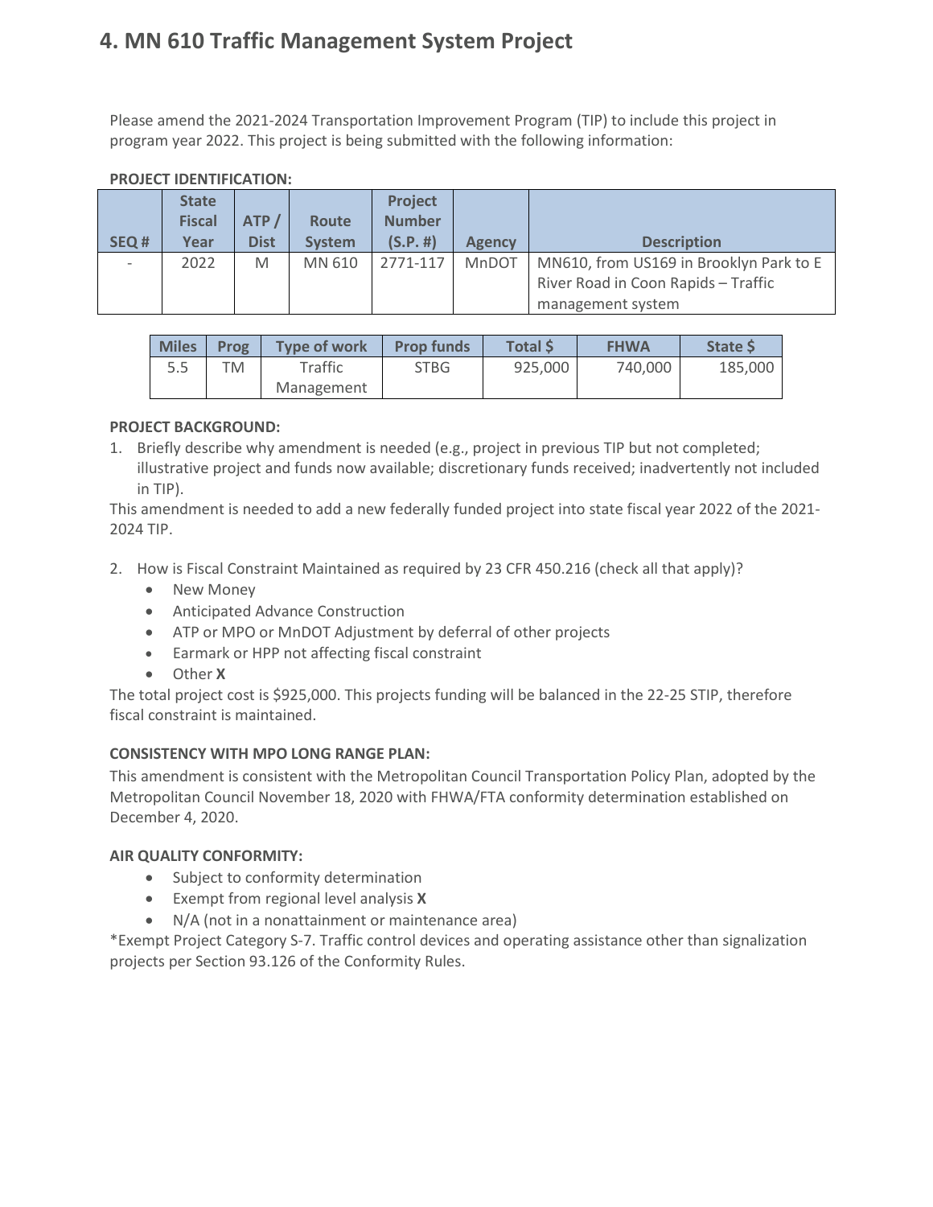# 4. MN 610 Traffic Management System Project

Please amend the 2021-2024 Transportation Improvement Program (TIP) to include this project in program year 2022. This project is being submitted with the following information:

**PROJECT IDENTIFICATION:**

| SEQ # | State Fiscal Year | ATP / Dist | Route System | Project Number (S.P. #) | Agency | Description |
|---|---|---|---|---|---|---|
| - | 2022 | M | MN 610 | 2771-117 | MnDOT | MN610, from US169 in Brooklyn Park to E River Road in Coon Rapids – Traffic management system |

| Miles | Prog | Type of work | Prop funds | Total $ | FHWA | State $ |
|---|---|---|---|---|---|---|
| 5.5 | TM | Traffic Management | STBG | 925,000 | 740,000 | 185,000 |

**PROJECT BACKGROUND:**

1. Briefly describe why amendment is needed (e.g., project in previous TIP but not completed; illustrative project and funds now available; discretionary funds received; inadvertently not included in TIP).

This amendment is needed to add a new federally funded project into state fiscal year 2022 of the 2021-2024 TIP.

2. How is Fiscal Constraint Maintained as required by 23 CFR 450.216 (check all that apply)?
   - New Money
   - Anticipated Advance Construction
   - ATP or MPO or MnDOT Adjustment by deferral of other projects
   - Earmark or HPP not affecting fiscal constraint
   - Other **X**

The total project cost is $925,000. This projects funding will be balanced in the 22-25 STIP, therefore fiscal constraint is maintained.

**CONSISTENCY WITH MPO LONG RANGE PLAN:**

This amendment is consistent with the Metropolitan Council Transportation Policy Plan, adopted by the Metropolitan Council November 18, 2020 with FHWA/FTA conformity determination established on December 4, 2020.

**AIR QUALITY CONFORMITY:**

- Subject to conformity determination
- Exempt from regional level analysis **X**
- N/A (not in a nonattainment or maintenance area)

*Exempt Project Category S-7. Traffic control devices and operating assistance other than signalization projects per Section 93.126 of the Conformity Rules.